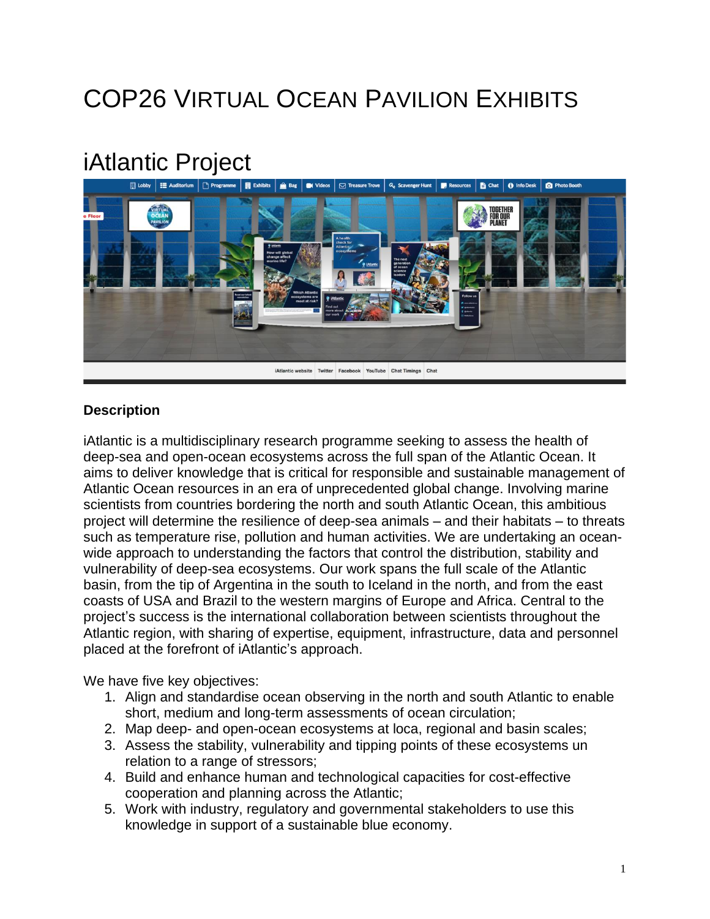# COP26 Virtual Ocean Pavilion Exhibits

## iAtlantic Project

### Description

iAtlantic is a multidisciplinary research programme seeking to assess the health of deep-sea and open-ocean ecosystems across the full span of the Atlantic Ocean. It aims to deliver knowledge that is critical for responsible and sustainable management of Atlantic Ocean resources in an era of unprecedented global change. Involving marine scientists from countries bordering the north and south Atlantic Ocean, this ambitious project will determine the resilience of deep-sea animals – and their habitats – to threats such as temperature rise, pollution and human activities. We are undertaking an ocean-wide approach to understanding the factors that control the distribution, stability and vulnerability of deep-sea ecosystems. Our work spans the full scale of the Atlantic basin, from the tip of Argentina in the south to Iceland in the north, and from the east coasts of USA and Brazil to the western margins of Europe and Africa. Central to the project's success is the international collaboration between scientists throughout the Atlantic region, with sharing of expertise, equipment, infrastructure, data and personnel placed at the forefront of iAtlantic's approach.

We have five key objectives:

1. Align and standardise ocean observing in the north and south Atlantic to enable short, medium and long-term assessments of ocean circulation;
2. Map deep- and open-ocean ecosystems at loca, regional and basin scales;
3. Assess the stability, vulnerability and tipping points of these ecosystems un relation to a range of stressors;
4. Build and enhance human and technological capacities for cost-effective cooperation and planning across the Atlantic;
5. Work with industry, regulatory and governmental stakeholders to use this knowledge in support of a sustainable blue economy.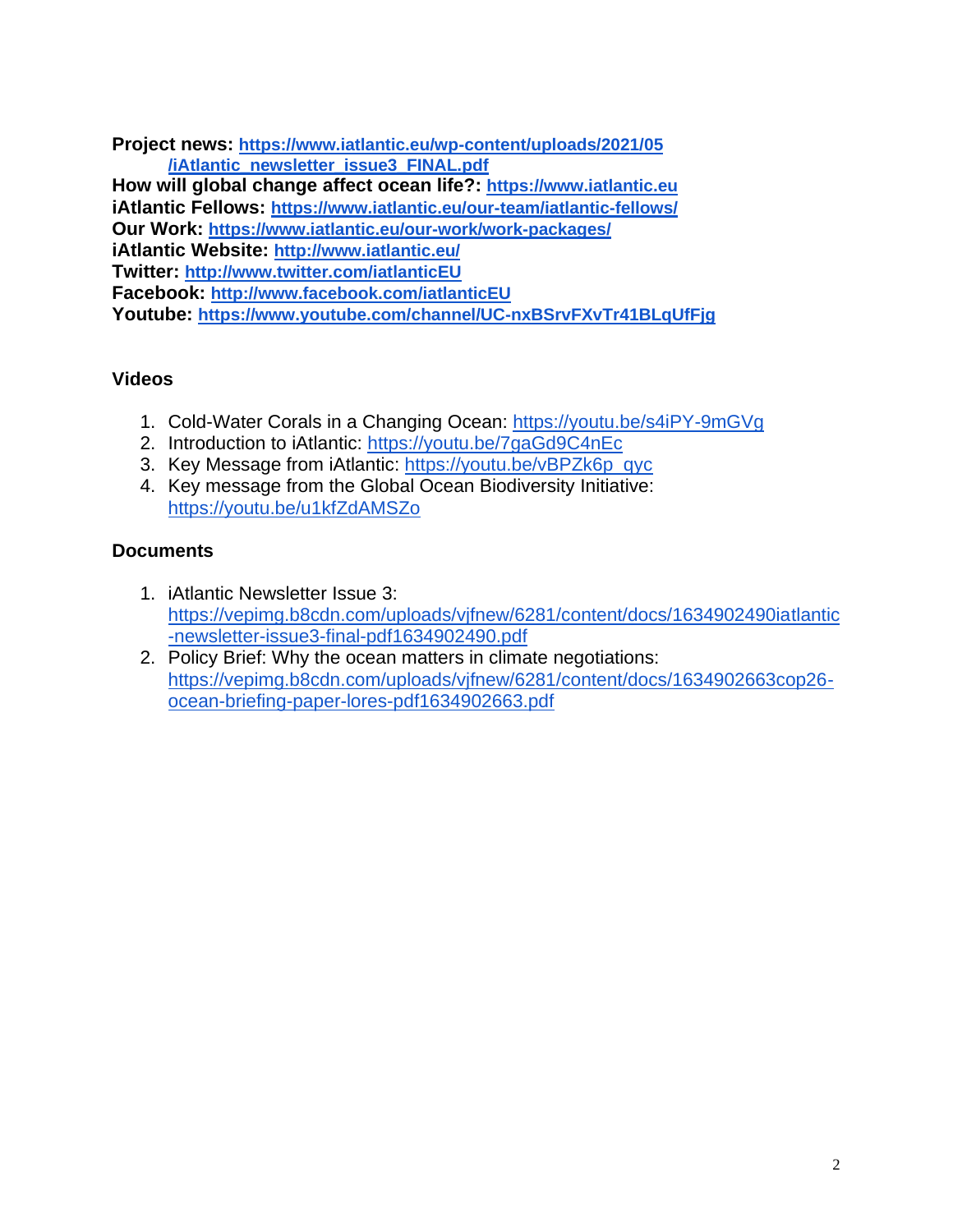**Project news:** **https://www.iatlantic.eu/wp-content/uploads/2021/05/iAtlantic_newsletter_issue3_FINAL.pdf**
**How will global change affect ocean life?:** **https://www.iatlantic.eu**
**iAtlantic Fellows:** **https://www.iatlantic.eu/our-team/iatlantic-fellows/**
**Our Work:** **https://www.iatlantic.eu/our-work/work-packages/**
**iAtlantic Website:** **http://www.iatlantic.eu/**
**Twitter:** **http://www.twitter.com/iatlanticEU**
**Facebook:** **http://www.facebook.com/iatlanticEU**
**Youtube:** **https://www.youtube.com/channel/UC-nxBSrvFXvTr41BLqUfFjg**

### Videos

1. Cold-Water Corals in a Changing Ocean: https://youtu.be/s4iPY-9mGVg
2. Introduction to iAtlantic: https://youtu.be/7gaGd9C4nEc
3. Key Message from iAtlantic: https://youtu.be/vBPZk6p_qyc
4. Key message from the Global Ocean Biodiversity Initiative: https://youtu.be/u1kfZdAMSZo

### Documents

1. iAtlantic Newsletter Issue 3: https://vepimg.b8cdn.com/uploads/vjfnew/6281/content/docs/1634902490iatlantic-newsletter-issue3-final-pdf1634902490.pdf
2. Policy Brief: Why the ocean matters in climate negotiations: https://vepimg.b8cdn.com/uploads/vjfnew/6281/content/docs/1634902663cop26-ocean-briefing-paper-lores-pdf1634902663.pdf